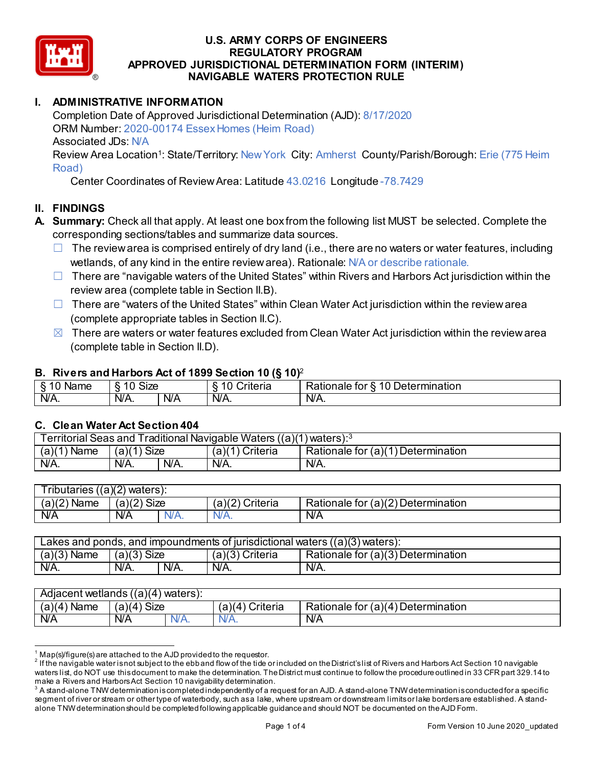# U.S. ARMY CORPS OF ENGINEERS
# REGULATORY PROGRAM
# APPROVED JURISDICTIONAL DETERMINATION FORM (INTERIM)
# NAVIGABLE WATERS PROTECTION RULE

## I. ADMINISTRATIVE INFORMATION

Completion Date of Approved Jurisdictional Determination (AJD): 8/17/2020
ORM Number: 2020-00174 Essex Homes (Heim Road)
Associated JDs: N/A
Review Area Location[1]: State/Territory: New York City: Amherst County/Parish/Borough: Erie (775 Heim Road)
Center Coordinates of Review Area: Latitude 43.0216 Longitude -78.7429

## II. FINDINGS

**A. Summary:** Check all that apply. At least one box from the following list MUST be selected. Complete the corresponding sections/tables and summarize data sources.

- ☐ The review area is comprised entirely of dry land (i.e., there are no waters or water features, including wetlands, of any kind in the entire review area). Rationale: N/A or describe rationale.
- ☐ There are "navigable waters of the United States" within Rivers and Harbors Act jurisdiction within the review area (complete table in Section II.B).
- ☐ There are "waters of the United States" within Clean Water Act jurisdiction within the review area (complete appropriate tables in Section II.C).
- ☒ There are waters or water features excluded from Clean Water Act jurisdiction within the review area (complete table in Section II.D).

### B. Rivers and Harbors Act of 1899 Section 10 (§ 10)[2]

| § 10 Name | § 10 Size | | § 10 Criteria | Rationale for § 10 Determination |
|---|---|---|---|---|
| N/A. | N/A. | N/A | N/A. | N/A. |

### C. Clean Water Act Section 404

| Territorial Seas and Traditional Navigable Waters ((a)(1) waters):[3] | | | | |
|---|---|---|---|---|
| (a)(1) Name | (a)(1) Size | | (a)(1) Criteria | Rationale for (a)(1) Determination |
| N/A. | N/A. | N/A. | N/A. | N/A. |

| Tributaries ((a)(2) waters): | | | | |
|---|---|---|---|---|
| (a)(2) Name | (a)(2) Size | | (a)(2) Criteria | Rationale for (a)(2) Determination |
| N/A | N/A | N/A. | N/A. | N/A |

| Lakes and ponds, and impoundments of jurisdictional waters ((a)(3) waters): | | | | |
|---|---|---|---|---|
| (a)(3) Name | (a)(3) Size | | (a)(3) Criteria | Rationale for (a)(3) Determination |
| N/A. | N/A. | N/A. | N/A. | N/A. |

| Adjacent wetlands ((a)(4) waters): | | | | |
|---|---|---|---|---|
| (a)(4) Name | (a)(4) Size | | (a)(4) Criteria | Rationale for (a)(4) Determination |
| N/A | N/A | N/A. | N/A. | N/A |

---

[1] Map(s)/figure(s) are attached to the AJD provided to the requestor.

[2] If the navigable water is not subject to the ebb and flow of the tide or included on the District's list of Rivers and Harbors Act Section 10 navigable waters list, do NOT use this document to make the determination. The District must continue to follow the procedure outlined in 33 CFR part 329.14 to make a Rivers and Harbors Act Section 10 navigability determination.

[3] A stand-alone TNW determination is completed independently of a request for an AJD. A stand-alone TNW determination is conducted for a specific segment of river or stream or other type of waterbody, such as a lake, where upstream or downstream limits or lake borders are established. A stand-alone TNW determination should be completed following applicable guidance and should NOT be documented on the AJD Form.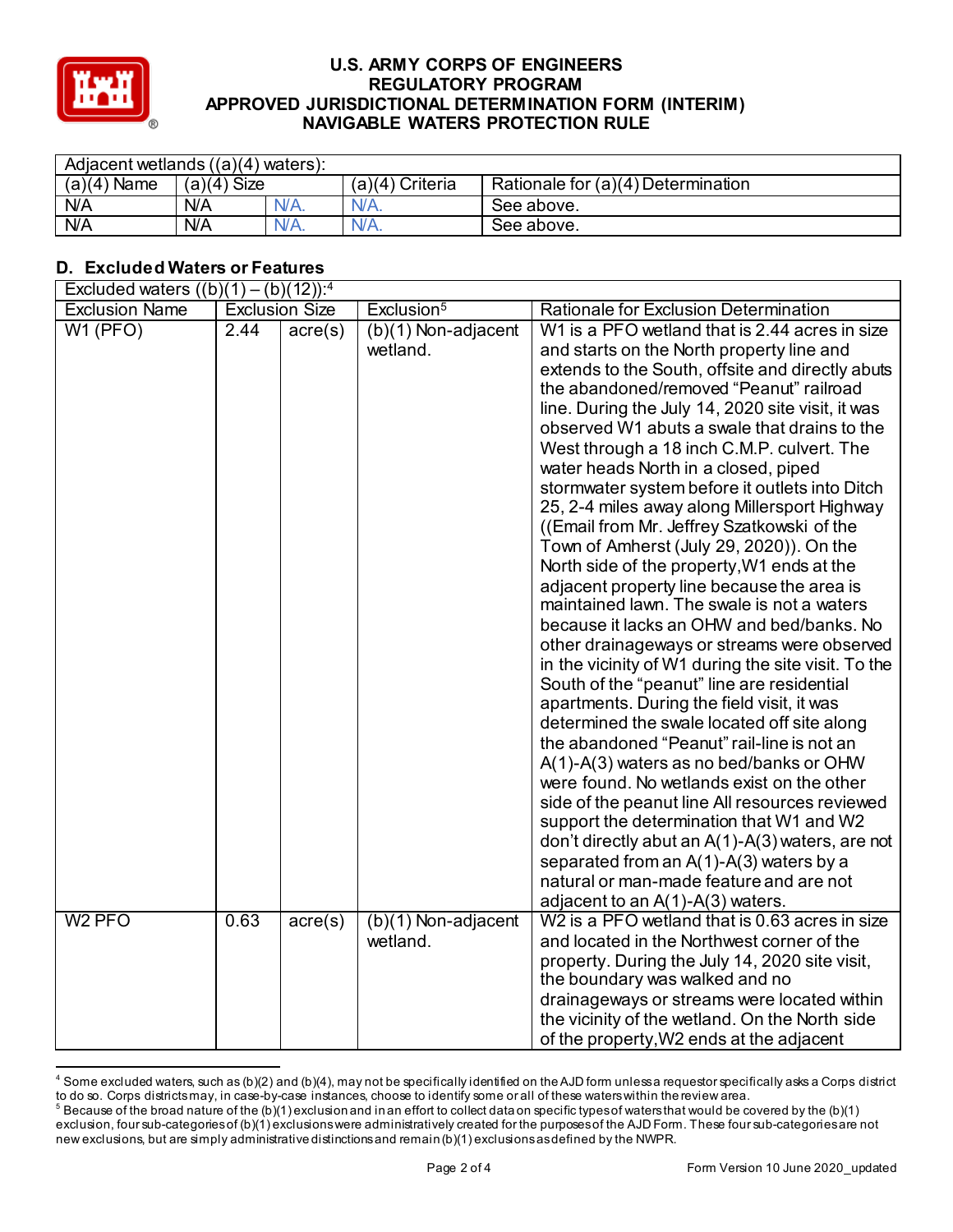| Adjacent wetlands ((a)(4) waters): | | | | |
|---|---|---|---|---|
| (a)(4) Name | (a)(4) Size | | (a)(4) Criteria | Rationale for (a)(4) Determination |
| N/A | N/A | N/A. | N/A. | See above. |
| N/A | N/A | N/A. | N/A. | See above. |

## D. Excluded Waters or Features

| Excluded waters ((b)(1) – (b)(12)):[4] | | | | |
|---|---|---|---|---|
| Exclusion Name | Exclusion Size | | Exclusion[5] | Rationale for Exclusion Determination |
| W1 (PFO) | 2.44 | acre(s) | (b)(1) Non-adjacent wetland. | W1 is a PFO wetland that is 2.44 acres in size and starts on the North property line and extends to the South, offsite and directly abuts the abandoned/removed "Peanut" railroad line. During the July 14, 2020 site visit, it was observed W1 abuts a swale that drains to the West through a 18 inch C.M.P. culvert. The water heads North in a closed, piped stormwater system before it outlets into Ditch 25, 2-4 miles away along Millersport Highway ((Email from Mr. Jeffrey Szatkowski of the Town of Amherst (July 29, 2020)). On the North side of the property,W1 ends at the adjacent property line because the area is maintained lawn. The swale is not a waters because it lacks an OHW and bed/banks. No other drainageways or streams were observed in the vicinity of W1 during the site visit. To the South of the "peanut" line are residential apartments. During the field visit, it was determined the swale located off site along the abandoned "Peanut" rail-line is not an A(1)-A(3) waters as no bed/banks or OHW were found. No wetlands exist on the other side of the peanut line All resources reviewed support the determination that W1 and W2 don't directly abut an A(1)-A(3) waters, are not separated from an A(1)-A(3) waters by a natural or man-made feature and are not adjacent to an A(1)-A(3) waters. |
| W2 PFO | 0.63 | acre(s) | (b)(1) Non-adjacent wetland. | W2 is a PFO wetland that is 0.63 acres in size and located in the Northwest corner of the property. During the July 14, 2020 site visit, the boundary was walked and no drainageways or streams were located within the vicinity of the wetland. On the North side of the property,W2 ends at the adjacent |

[4] Some excluded waters, such as (b)(2) and (b)(4), may not be specifically identified on the AJD form unless a requestor specifically asks a Corps district to do so. Corps districts may, in case-by-case instances, choose to identify some or all of these waters within the review area.
[5] Because of the broad nature of the (b)(1) exclusion and in an effort to collect data on specific types of waters that would be covered by the (b)(1) exclusion, four sub-categories of (b)(1) exclusions were administratively created for the purposes of the AJD Form. These four sub-categories are not new exclusions, but are simply administrative distinctions and remain (b)(1) exclusions as defined by the NWPR.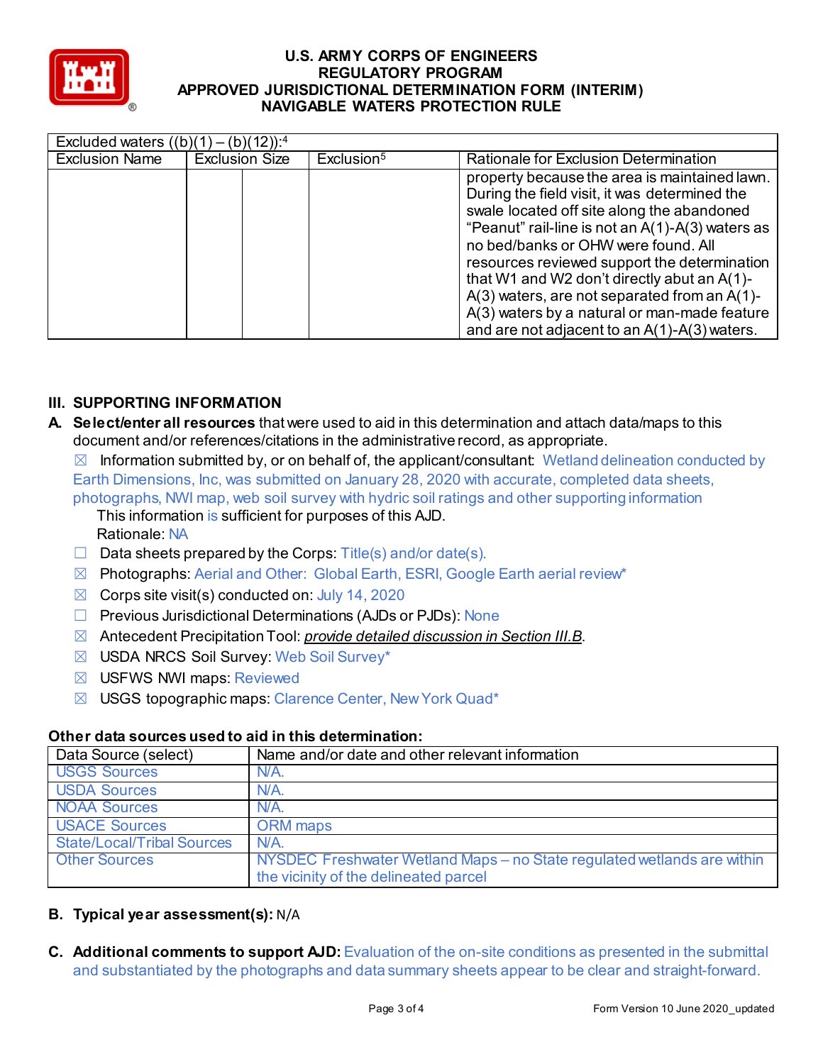# U.S. ARMY CORPS OF ENGINEERS
## REGULATORY PROGRAM
## APPROVED JURISDICTIONAL DETERMINATION FORM (INTERIM)
## NAVIGABLE WATERS PROTECTION RULE

| Excluded waters ((b)(1) – (b)(12)):[4] | | | | |
|---|---|---|---|---|
| Exclusion Name | Exclusion Size | | Exclusion[5] | Rationale for Exclusion Determination |
| | | | | property because the area is maintained lawn. During the field visit, it was determined the swale located off site along the abandoned "Peanut" rail-line is not an A(1)-A(3) waters as no bed/banks or OHW were found. All resources reviewed support the determination that W1 and W2 don't directly abut an A(1)-A(3) waters, are not separated from an A(1)-A(3) waters by a natural or man-made feature and are not adjacent to an A(1)-A(3) waters. |

## III. SUPPORTING INFORMATION

**A. Select/enter all resources** that were used to aid in this determination and attach data/maps to this document and/or references/citations in the administrative record, as appropriate.

☒ Information submitted by, or on behalf of, the applicant/consultant: Wetland delineation conducted by Earth Dimensions, Inc, was submitted on January 28, 2020 with accurate, completed data sheets, photographs, NWI map, web soil survey with hydric soil ratings and other supporting information
This information is sufficient for purposes of this AJD.
Rationale: NA

☐ Data sheets prepared by the Corps: Title(s) and/or date(s).

☒ Photographs: Aerial and Other: Global Earth, ESRI, Google Earth aerial review*

☒ Corps site visit(s) conducted on: July 14, 2020

☐ Previous Jurisdictional Determinations (AJDs or PJDs): None

☒ Antecedent Precipitation Tool: *provide detailed discussion in Section III.B*.

☒ USDA NRCS Soil Survey: Web Soil Survey*

☒ USFWS NWI maps: Reviewed

☒ USGS topographic maps: Clarence Center, New York Quad*

**Other data sources used to aid in this determination:**

| Data Source (select) | Name and/or date and other relevant information |
|---|---|
| USGS Sources | N/A. |
| USDA Sources | N/A. |
| NOAA Sources | N/A. |
| USACE Sources | ORM maps |
| State/Local/Tribal Sources | N/A. |
| Other Sources | NYSDEC Freshwater Wetland Maps – no State regulated wetlands are within the vicinity of the delineated parcel |

**B. Typical year assessment(s):** N/A

**C. Additional comments to support AJD:** Evaluation of the on-site conditions as presented in the submittal and substantiated by the photographs and data summary sheets appear to be clear and straight-forward.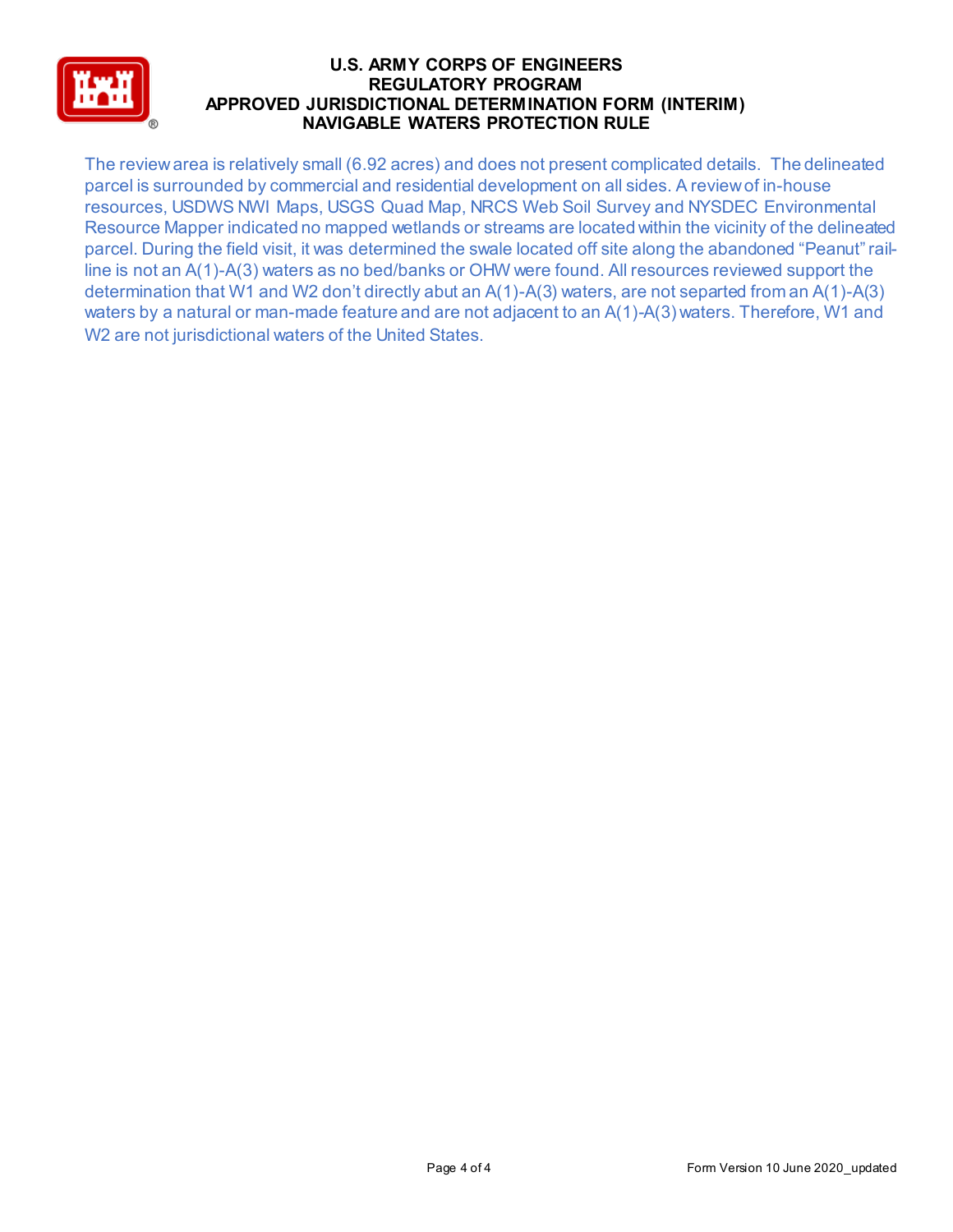The review area is relatively small (6.92 acres) and does not present complicated details. The delineated parcel is surrounded by commercial and residential development on all sides. A review of in-house resources, USDWS NWI Maps, USGS Quad Map, NRCS Web Soil Survey and NYSDEC Environmental Resource Mapper indicated no mapped wetlands or streams are located within the vicinity of the delineated parcel. During the field visit, it was determined the swale located off site along the abandoned "Peanut" rail-line is not an A(1)-A(3) waters as no bed/banks or OHW were found. All resources reviewed support the determination that W1 and W2 don't directly abut an A(1)-A(3) waters, are not separted from an A(1)-A(3) waters by a natural or man-made feature and are not adjacent to an A(1)-A(3) waters. Therefore, W1 and W2 are not jurisdictional waters of the United States.